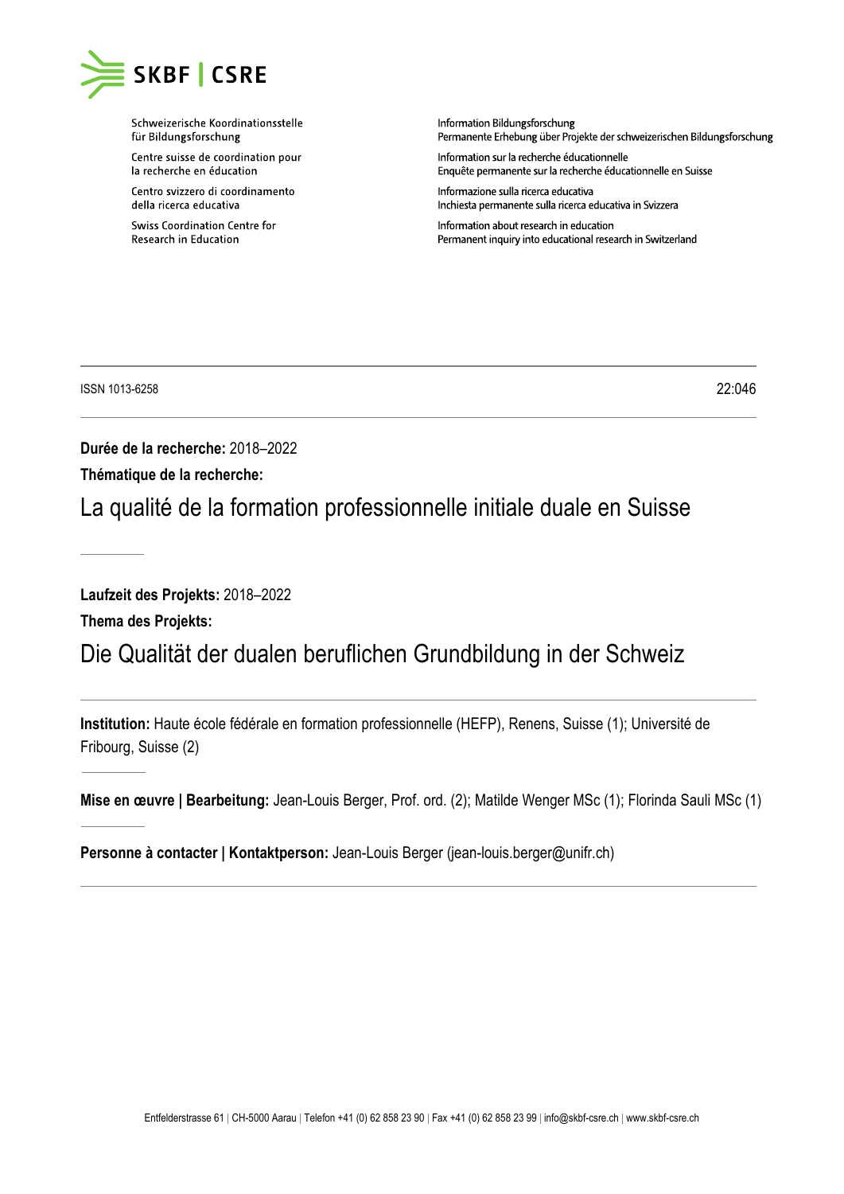SKBF | CSRE

Schweizerische Koordinationsstelle für Bildungsforschung

Centre suisse de coordination pour la recherche en éducation

Centro svizzero di coordinamento della ricerca educativa

Swiss Coordination Centre for Research in Education

Information Bildungsforschung
Permanente Erhebung über Projekte der schweizerischen Bildungsforschung

Information sur la recherche éducationnelle
Enquête permanente sur la recherche éducationnelle en Suisse

Informazione sulla ricerca educativa
Inchiesta permanente sulla ricerca educativa in Svizzera

Information about research in education
Permanent inquiry into educational research in Switzerland

---

ISSN 1013-6258 — 22:046

---

**Durée de la recherche:** 2018–2022

**Thématique de la recherche:**

# La qualité de la formation professionnelle initiale duale en Suisse

---

**Laufzeit des Projekts:** 2018–2022

**Thema des Projekts:**

# Die Qualität der dualen beruflichen Grundbildung in der Schweiz

---

**Institution:** Haute école fédérale en formation professionnelle (HEFP), Renens, Suisse (1); Université de Fribourg, Suisse (2)

---

**Mise en œuvre | Bearbeitung:** Jean-Louis Berger, Prof. ord. (2); Matilde Wenger MSc (1); Florinda Sauli MSc (1)

---

**Personne à contacter | Kontaktperson:** Jean-Louis Berger (jean-louis.berger@unifr.ch)

---

Entfelderstrasse 61 | CH-5000 Aarau | Telefon +41 (0) 62 858 23 90 | Fax +41 (0) 62 858 23 99 | info@skbf-csre.ch | www.skbf-csre.ch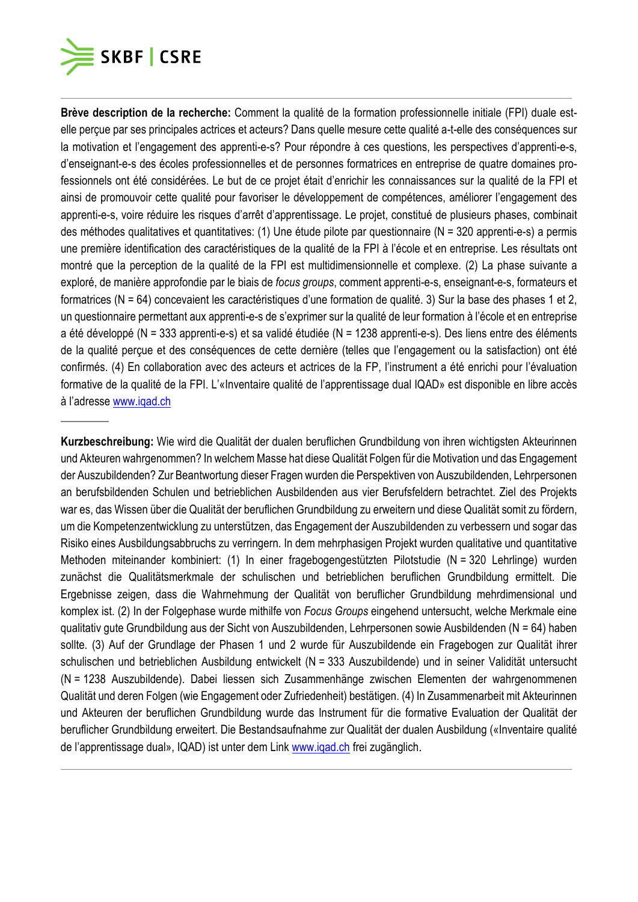**Brève description de la recherche:** Comment la qualité de la formation professionnelle initiale (FPI) duale est-elle perçue par ses principales actrices et acteurs? Dans quelle mesure cette qualité a-t-elle des conséquences sur la motivation et l'engagement des apprenti-e-s? Pour répondre à ces questions, les perspectives d'apprenti-e-s, d'enseignant-e-s des écoles professionnelles et de personnes formatrices en entreprise de quatre domaines professionnels ont été considérées. Le but de ce projet était d'enrichir les connaissances sur la qualité de la FPI et ainsi de promouvoir cette qualité pour favoriser le développement de compétences, améliorer l'engagement des apprenti-e-s, voire réduire les risques d'arrêt d'apprentissage. Le projet, constitué de plusieurs phases, combinait des méthodes qualitatives et quantitatives: (1) Une étude pilote par questionnaire (N = 320 apprenti-e-s) a permis une première identification des caractéristiques de la qualité de la FPI à l'école et en entreprise. Les résultats ont montré que la perception de la qualité de la FPI est multidimensionnelle et complexe. (2) La phase suivante a exploré, de manière approfondie par le biais de *focus groups*, comment apprenti-e-s, enseignant-e-s, formateurs et formatrices (N = 64) concevaient les caractéristiques d'une formation de qualité. 3) Sur la base des phases 1 et 2, un questionnaire permettant aux apprenti-e-s de s'exprimer sur la qualité de leur formation à l'école et en entreprise a été développé (N = 333 apprenti-e-s) et sa validé étudiée (N = 1238 apprenti-e-s). Des liens entre des éléments de la qualité perçue et des conséquences de cette dernière (telles que l'engagement ou la satisfaction) ont été confirmés. (4) En collaboration avec des acteurs et actrices de la FP, l'instrument a été enrichi pour l'évaluation formative de la qualité de la FPI. L'«Inventaire qualité de l'apprentissage dual IQAD» est disponible en libre accès à l'adresse www.iqad.ch

---

**Kurzbeschreibung:** Wie wird die Qualität der dualen beruflichen Grundbildung von ihren wichtigsten Akteurinnen und Akteuren wahrgenommen? In welchem Masse hat diese Qualität Folgen für die Motivation und das Engagement der Auszubildenden? Zur Beantwortung dieser Fragen wurden die Perspektiven von Auszubildenden, Lehrpersonen an berufsbildenden Schulen und betrieblichen Ausbildenden aus vier Berufsfeldern betrachtet. Ziel des Projekts war es, das Wissen über die Qualität der beruflichen Grundbildung zu erweitern und diese Qualität somit zu fördern, um die Kompetenzentwicklung zu unterstützen, das Engagement der Auszubildenden zu verbessern und sogar das Risiko eines Ausbildungsabbruchs zu verringern. In dem mehrphasigen Projekt wurden qualitative und quantitative Methoden miteinander kombiniert: (1) In einer fragebogengestützten Pilotstudie (N = 320 Lehrlinge) wurden zunächst die Qualitätsmerkmale der schulischen und betrieblichen beruflichen Grundbildung ermittelt. Die Ergebnisse zeigen, dass die Wahrnehmung der Qualität von beruflicher Grundbildung mehrdimensional und komplex ist. (2) In der Folgephase wurde mithilfe von *Focus Groups* eingehend untersucht, welche Merkmale eine qualitativ gute Grundbildung aus der Sicht von Auszubildenden, Lehrpersonen sowie Ausbildenden (N = 64) haben sollte. (3) Auf der Grundlage der Phasen 1 und 2 wurde für Auszubildende ein Fragebogen zur Qualität ihrer schulischen und betrieblichen Ausbildung entwickelt (N = 333 Auszubildende) und in seiner Validität untersucht (N = 1238 Auszubildende). Dabei liessen sich Zusammenhänge zwischen Elementen der wahrgenommenen Qualität und deren Folgen (wie Engagement oder Zufriedenheit) bestätigen. (4) In Zusammenarbeit mit Akteurinnen und Akteuren der beruflichen Grundbildung wurde das Instrument für die formative Evaluation der Qualität der beruflicher Grundbildung erweitert. Die Bestandsaufnahme zur Qualität der dualen Ausbildung («Inventaire qualité de l'apprentissage dual», IQAD) ist unter dem Link www.iqad.ch frei zugänglich.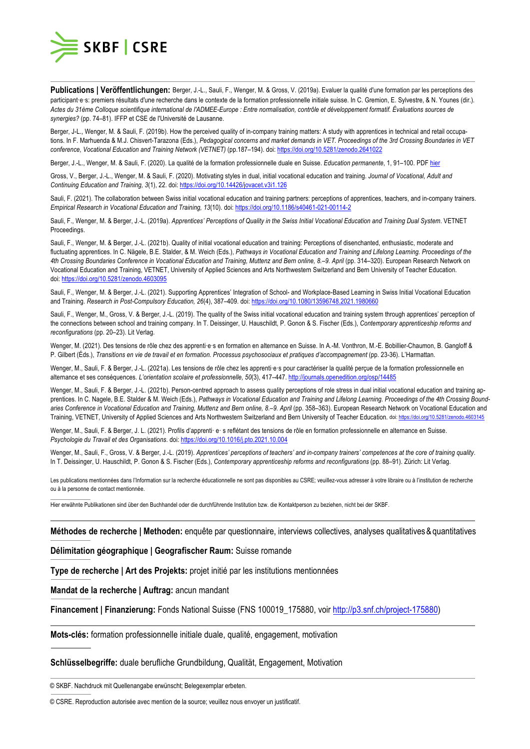**Publications | Veröffentlichungen:** Berger, J.-L., Sauli, F., Wenger, M. & Gross, V. (2019a). Evaluer la qualité d'une formation par les perceptions des participant·e·s: premiers résultats d'une recherche dans le contexte de la formation professionnelle initiale suisse. In C. Gremion, E. Sylvestre, & N. Younes (dir.). *Actes du 31ème Colloque scientifique international de l'ADMEE-Europe : Entre normalisation, contrôle et développement formatif. Évaluations sources de synergies?* (pp. 74–81). IFFP et CSE de l'Université de Lausanne.

Berger, J-L., Wenger, M. & Sauli, F. (2019b). How the perceived quality of in-company training matters: A study with apprentices in technical and retail occupations. In F. Marhuenda & M.J. Chisvert-Tarazona (Eds.), *Pedagogical concerns and market demands in VET. Proceedings of the 3rd Crossing Boundaries in VET conference, Vocational Education and Training Network (VETNET)* (pp.187–194). doi: https://doi.org/10.5281/zenodo.2641022

Berger, J.-L., Wenger, M. & Sauli, F. (2020). La qualité de la formation professionnelle duale en Suisse. *Education permanente*, 1, 91–100. PDF hier

Gross, V., Berger, J.-L., Wenger, M. & Sauli, F. (2020). Motivating styles in dual, initial vocational education and training. *Journal of Vocational, Adult and Continuing Education and Training, 3*(1), 22. doi: https://doi.org/10.14426/jovacet.v3i1.126

Sauli, F. (2021). The collaboration between Swiss initial vocational education and training partners: perceptions of apprentices, teachers, and in-company trainers. *Empirical Research in Vocational Education and Training, 13*(10). doi: https://doi.org/10.1186/s40461-021-00114-2

Sauli, F., Wenger, M. & Berger, J.-L. (2019a). *Apprentices' Perceptions of Quality in the Swiss Initial Vocational Education and Training Dual System*. VETNET Proceedings.

Sauli, F., Wenger, M. & Berger, J.-L. (2021b). Quality of initial vocational education and training: Perceptions of disenchanted, enthusiastic, moderate and fluctuating apprentices. In C. Nägele, B.E. Stalder, & M. Weich (Eds.), *Pathways in Vocational Education and Training and Lifelong Learning. Proceedings of the 4th Crossing Boundaries Conference in Vocational Education and Training, Muttenz and Bern online, 8.–9. April* (pp. 314–320). European Research Network on Vocational Education and Training, VETNET, University of Applied Sciences and Arts Northwestern Switzerland and Bern University of Teacher Education. doi: https://doi.org/10.5281/zenodo.4603095

Sauli, F., Wenger, M. & Berger, J.-L. (2021). Supporting Apprentices' Integration of School- and Workplace-Based Learning in Swiss Initial Vocational Education and Training. *Research in Post-Compulsory Education, 26*(4), 387–409. doi: https://doi.org/10.1080/13596748.2021.1980660

Sauli, F., Wenger, M., Gross, V. & Berger, J.-L. (2019). The quality of the Swiss initial vocational education and training system through apprentices' perception of the connections between school and training company. In T. Deissinger, U. Hauschildt, P. Gonon & S. Fischer (Eds.), *Contemporary apprenticeship reforms and reconfigurations* (pp. 20–23). Lit Verlag.

Wenger, M. (2021). Des tensions de rôle chez des apprenti·e·s en formation en alternance en Suisse. In A.-M. Vonthron, M.-E. Bobillier-Chaumon, B. Gangloff & P. Gilbert (Éds.), *Transitions en vie de travail et en formation. Processus psychosociaux et pratiques d'accompagnement* (pp. 23-36). L'Harmattan.

Wenger, M., Sauli, F. & Berger, J.-L. (2021a). Les tensions de rôle chez les apprenti·e·s pour caractériser la qualité perçue de la formation professionnelle en alternance et ses conséquences. *L'orientation scolaire et professionnelle, 50*(3), 417–447. http://journals.openedition.org/osp/14485

Wenger, M., Sauli, F. & Berger, J.-L. (2021b). Person-centred approach to assess quality perceptions of role stress in dual initial vocational education and training apprentices. In C. Nagele, B.E. Stalder & M. Weich (Eds.), *Pathways in Vocational Education and Training and Lifelong Learning. Proceedings of the 4th Crossing Boundaries Conference in Vocational Education and Training, Muttenz and Bern online, 8.–9. April* (pp. 358–363). European Research Network on Vocational Education and Training, VETNET, University of Applied Sciences and Arts Northwestern Switzerland and Bern University of Teacher Education. doi: https://doi.org/10.5281/zenodo.4603145

Wenger, M., Sauli, F. & Berger, J. L. (2021). Profils d'apprenti· e· s reflétant des tensions de rôle en formation professionnelle en alternance en Suisse. *Psychologie du Travail et des Organisations*. doi: https://doi.org/10.1016/j.pto.2021.10.004

Wenger, M., Sauli, F., Gross, V. & Berger, J.-L. (2019). *Apprentices' perceptions of teachers' and in-company trainers' competences at the core of training quality*. In T. Deissinger, U. Hauschildt, P. Gonon & S. Fischer (Eds.), *Contemporary apprenticeship reforms and reconfigurations* (pp. 88–91). Zürich: Lit Verlag.

Les publications mentionnées dans l'Information sur la recherche éducationnelle ne sont pas disponibles au CSRE; veuillez-vous adresser à votre libraire ou à l'institution de recherche ou à la personne de contact mentionnée.

Hier erwähnte Publikationen sind über den Buchhandel oder die durchführende Institution bzw. die Kontaktperson zu beziehen, nicht bei der SKBF.

---

**Méthodes de recherche | Methoden:** enquête par questionnaire, interviews collectives, analyses qualitatives & quantitatives

**Délimitation géographique | Geografischer Raum:** Suisse romande

**Type de recherche | Art des Projekts:** projet initié par les institutions mentionnées

**Mandat de la recherche | Auftrag:** ancun mandant

**Financement | Finanzierung:** Fonds National Suisse (FNS 100019_175880, voir http://p3.snf.ch/project-175880)

---

**Mots-clés:** formation professionnelle initiale duale, qualité, engagement, motivation

**Schlüsselbegriffe:** duale berufliche Grundbildung, Qualität, Engagement, Motivation

---

© SKBF. Nachdruck mit Quellenangabe erwünscht; Belegexemplar erbeten.

© CSRE. Reproduction autorisée avec mention de la source; veuillez nous envoyer un justificatif.